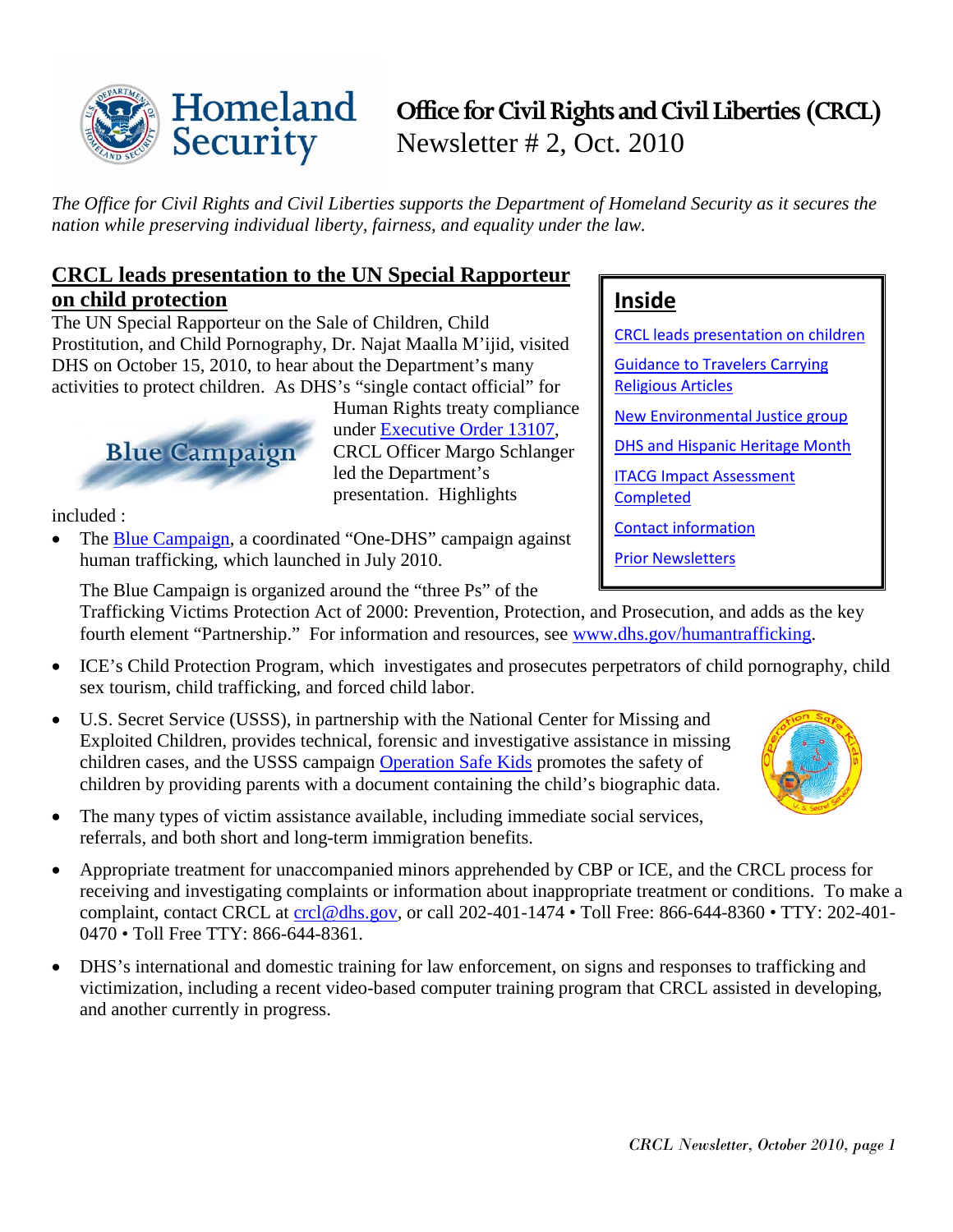# Office for Civil Rights and Civil Liberties (CRCL)

Newsletter # 2, Oct. 2010

*The Office for Civil Rights and Civil Liberties supports the Department of Homeland Security as it secures the nation while preserving individual liberty, fairness, and equality under the law.*

## CRCL leads presentation to the UN Special Rapporteur on child protection

The UN Special Rapporteur on the Sale of Children, Child Prostitution, and Child Pornography, Dr. Najat Maalla M'ijid, visited DHS on October 15, 2010, to hear about the Department's many activities to protect children. As DHS's "single contact official" for Human Rights treaty compliance under Executive Order 13107, CRCL Officer Margo Schlanger led the Department's presentation. Highlights included :

- The Blue Campaign, a coordinated "One-DHS" campaign against human trafficking, which launched in July 2010.

  The Blue Campaign is organized around the "three Ps" of the Trafficking Victims Protection Act of 2000: Prevention, Protection, and Prosecution, and adds as the key fourth element "Partnership." For information and resources, see www.dhs.gov/humantrafficking.

- ICE's Child Protection Program, which investigates and prosecutes perpetrators of child pornography, child sex tourism, child trafficking, and forced child labor.
- U.S. Secret Service (USSS), in partnership with the National Center for Missing and Exploited Children, provides technical, forensic and investigative assistance in missing children cases, and the USSS campaign Operation Safe Kids promotes the safety of children by providing parents with a document containing the child's biographic data.
- The many types of victim assistance available, including immediate social services, referrals, and both short and long-term immigration benefits.
- Appropriate treatment for unaccompanied minors apprehended by CBP or ICE, and the CRCL process for receiving and investigating complaints or information about inappropriate treatment or conditions. To make a complaint, contact CRCL at crcl@dhs.gov, or call 202-401-1474 • Toll Free: 866-644-8360 • TTY: 202-401-0470 • Toll Free TTY: 866-644-8361.
- DHS's international and domestic training for law enforcement, on signs and responses to trafficking and victimization, including a recent video-based computer training program that CRCL assisted in developing, and another currently in progress.

## Inside

- CRCL leads presentation on children
- Guidance to Travelers Carrying Religious Articles
- New Environmental Justice group
- DHS and Hispanic Heritage Month
- ITACG Impact Assessment Completed
- Contact information
- Prior Newsletters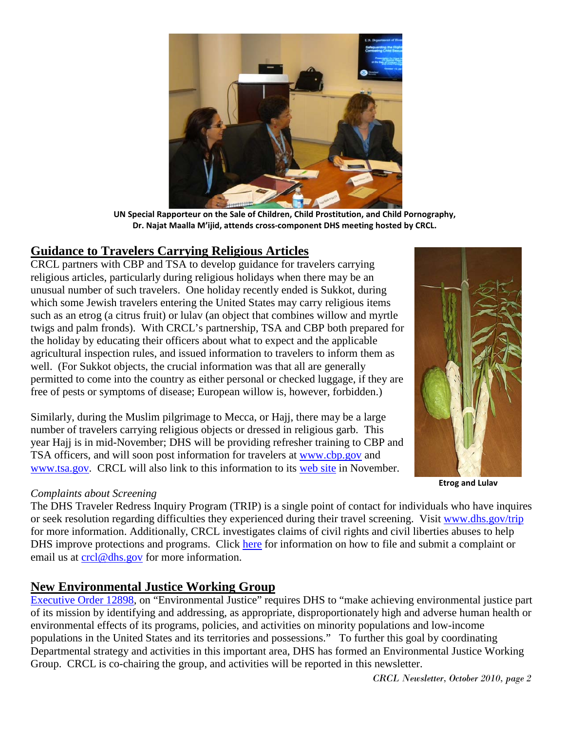**UN Special Rapporteur on the Sale of Children, Child Prostitution, and Child Pornography, Dr. Najat Maalla M'ijid, attends cross-component DHS meeting hosted by CRCL.**

## Guidance to Travelers Carrying Religious Articles

CRCL partners with CBP and TSA to develop guidance for travelers carrying religious articles, particularly during religious holidays when there may be an unusual number of such travelers. One holiday recently ended is Sukkot, during which some Jewish travelers entering the United States may carry religious items such as an etrog (a citrus fruit) or lulav (an object that combines willow and myrtle twigs and palm fronds). With CRCL's partnership, TSA and CBP both prepared for the holiday by educating their officers about what to expect and the applicable agricultural inspection rules, and issued information to travelers to inform them as well. (For Sukkot objects, the crucial information was that all are generally permitted to come into the country as either personal or checked luggage, if they are free of pests or symptoms of disease; European willow is, however, forbidden.)

Similarly, during the Muslim pilgrimage to Mecca, or Hajj, there may be a large number of travelers carrying religious objects or dressed in religious garb. This year Hajj is in mid-November; DHS will be providing refresher training to CBP and TSA officers, and will soon post information for travelers at www.cbp.gov and www.tsa.gov. CRCL will also link to this information to its web site in November.

**Etrog and Lulav**

*Complaints about Screening*

The DHS Traveler Redress Inquiry Program (TRIP) is a single point of contact for individuals who have inquires or seek resolution regarding difficulties they experienced during their travel screening. Visit www.dhs.gov/trip for more information. Additionally, CRCL investigates claims of civil rights and civil liberties abuses to help DHS improve protections and programs. Click here for information on how to file and submit a complaint or email us at crcl@dhs.gov for more information.

## New Environmental Justice Working Group

Executive Order 12898, on "Environmental Justice" requires DHS to "make achieving environmental justice part of its mission by identifying and addressing, as appropriate, disproportionately high and adverse human health or environmental effects of its programs, policies, and activities on minority populations and low-income populations in the United States and its territories and possessions." To further this goal by coordinating Departmental strategy and activities in this important area, DHS has formed an Environmental Justice Working Group. CRCL is co-chairing the group, and activities will be reported in this newsletter.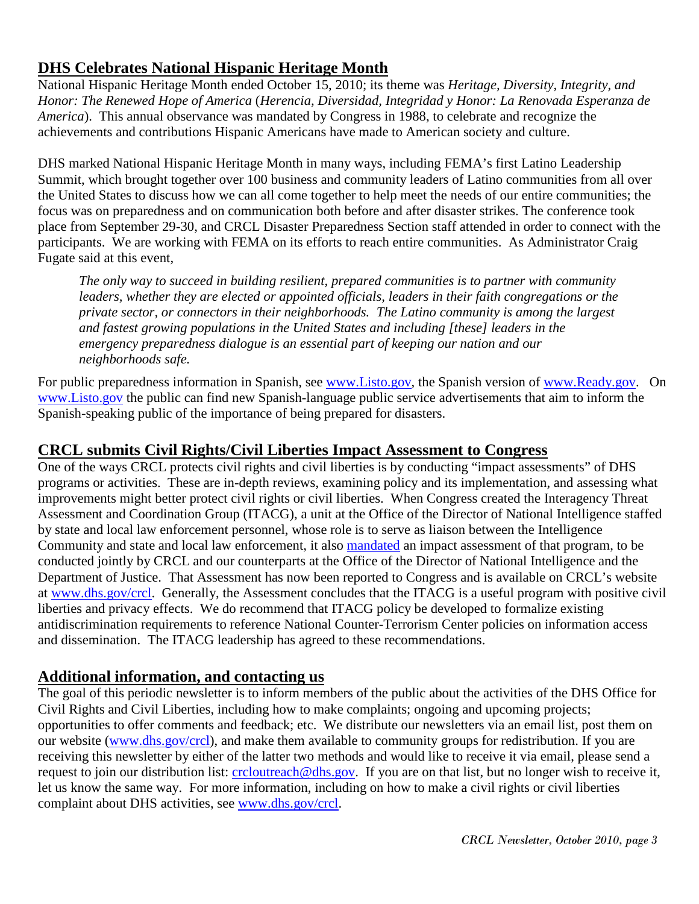## DHS Celebrates National Hispanic Heritage Month

National Hispanic Heritage Month ended October 15, 2010; its theme was *Heritage, Diversity, Integrity, and Honor: The Renewed Hope of America* (*Herencia, Diversidad, Integridad y Honor: La Renovada Esperanza de America*). This annual observance was mandated by Congress in 1988, to celebrate and recognize the achievements and contributions Hispanic Americans have made to American society and culture.

DHS marked National Hispanic Heritage Month in many ways, including FEMA's first Latino Leadership Summit, which brought together over 100 business and community leaders of Latino communities from all over the United States to discuss how we can all come together to help meet the needs of our entire communities; the focus was on preparedness and on communication both before and after disaster strikes. The conference took place from September 29-30, and CRCL Disaster Preparedness Section staff attended in order to connect with the participants. We are working with FEMA on its efforts to reach entire communities. As Administrator Craig Fugate said at this event,

> *The only way to succeed in building resilient, prepared communities is to partner with community leaders, whether they are elected or appointed officials, leaders in their faith congregations or the private sector, or connectors in their neighborhoods. The Latino community is among the largest and fastest growing populations in the United States and including [these] leaders in the emergency preparedness dialogue is an essential part of keeping our nation and our neighborhoods safe.*

For public preparedness information in Spanish, see www.Listo.gov, the Spanish version of www.Ready.gov. On www.Listo.gov the public can find new Spanish-language public service advertisements that aim to inform the Spanish-speaking public of the importance of being prepared for disasters.

## CRCL submits Civil Rights/Civil Liberties Impact Assessment to Congress

One of the ways CRCL protects civil rights and civil liberties is by conducting "impact assessments" of DHS programs or activities. These are in-depth reviews, examining policy and its implementation, and assessing what improvements might better protect civil rights or civil liberties. When Congress created the Interagency Threat Assessment and Coordination Group (ITACG), a unit at the Office of the Director of National Intelligence staffed by state and local law enforcement personnel, whose role is to serve as liaison between the Intelligence Community and state and local law enforcement, it also mandated an impact assessment of that program, to be conducted jointly by CRCL and our counterparts at the Office of the Director of National Intelligence and the Department of Justice. That Assessment has now been reported to Congress and is available on CRCL's website at www.dhs.gov/crcl. Generally, the Assessment concludes that the ITACG is a useful program with positive civil liberties and privacy effects. We do recommend that ITACG policy be developed to formalize existing antidiscrimination requirements to reference National Counter-Terrorism Center policies on information access and dissemination. The ITACG leadership has agreed to these recommendations.

## Additional information, and contacting us

The goal of this periodic newsletter is to inform members of the public about the activities of the DHS Office for Civil Rights and Civil Liberties, including how to make complaints; ongoing and upcoming projects; opportunities to offer comments and feedback; etc. We distribute our newsletters via an email list, post them on our website (www.dhs.gov/crcl), and make them available to community groups for redistribution. If you are receiving this newsletter by either of the latter two methods and would like to receive it via email, please send a request to join our distribution list: crcloutreach@dhs.gov. If you are on that list, but no longer wish to receive it, let us know the same way. For more information, including on how to make a civil rights or civil liberties complaint about DHS activities, see www.dhs.gov/crcl.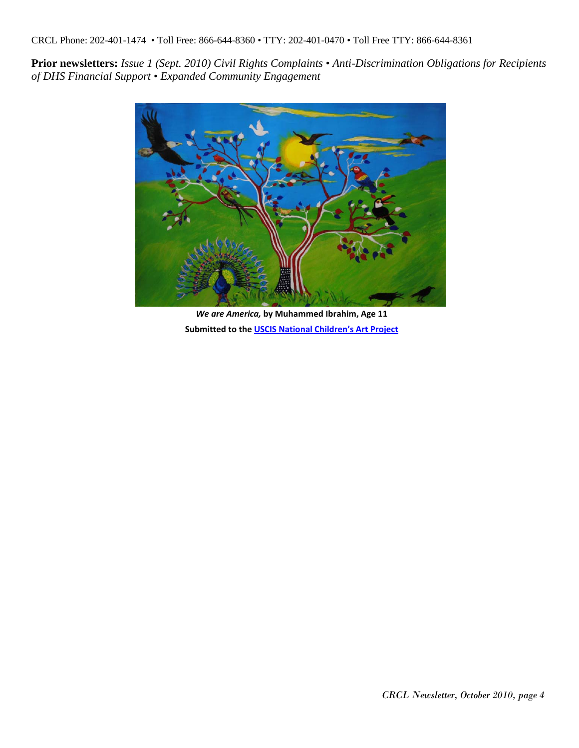CRCL Phone: 202-401-1474 • Toll Free: 866-644-8360 • TTY: 202-401-0470 • Toll Free TTY: 866-644-8361

**Prior newsletters:** *Issue 1 (Sept. 2010) Civil Rights Complaints • Anti-Discrimination Obligations for Recipients of DHS Financial Support • Expanded Community Engagement*

***We are America,*** **by Muhammed Ibrahim, Age 11**

**Submitted to the USCIS National Children's Art Project**